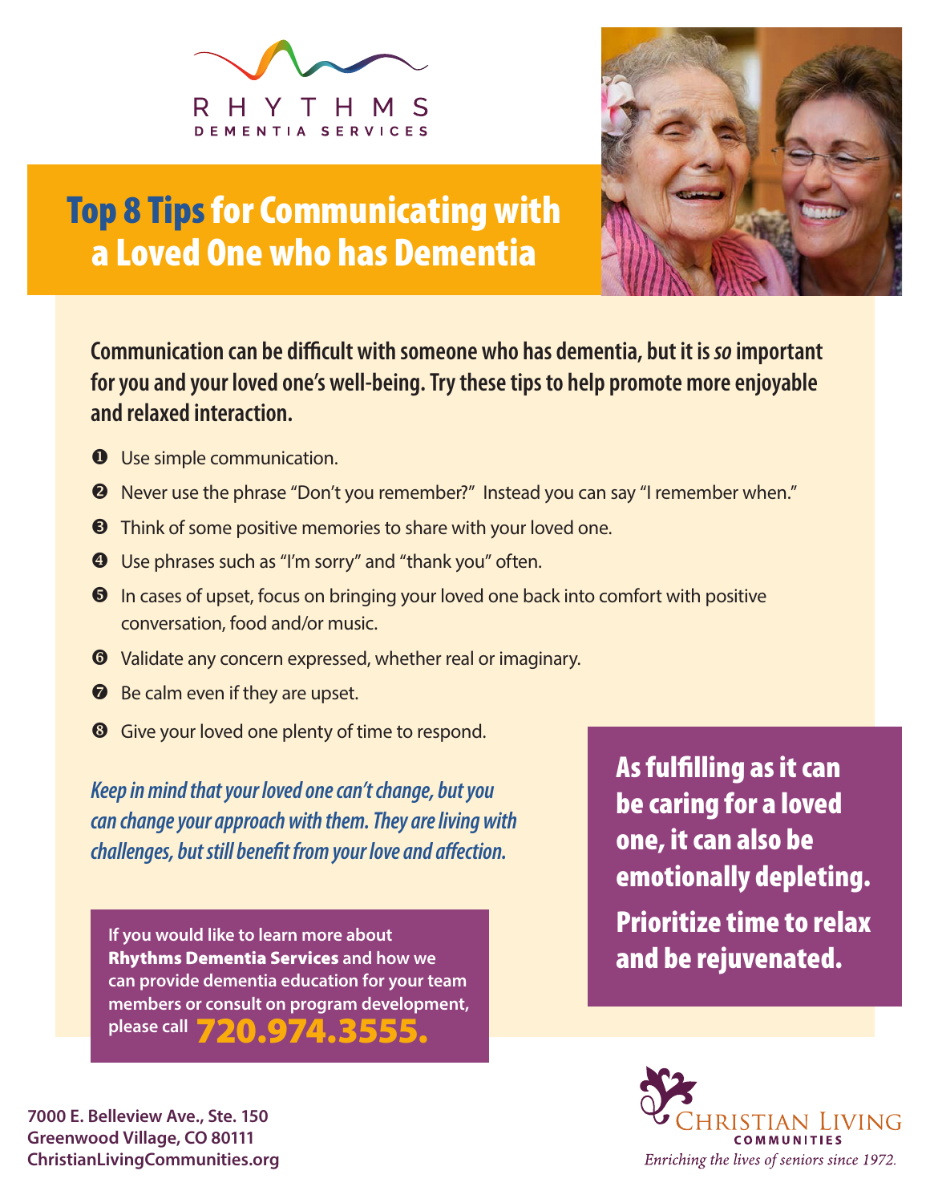RHYTHMS
DEMENTIA SERVICES

# Top 8 Tips for Communicating with a Loved One who has Dementia

**Communication can be difficult with someone who has dementia, but it is *so* important for you and your loved one's well-being. Try these tips to help promote more enjoyable and relaxed interaction.**

1. Use simple communication.
2. Never use the phrase "Don't you remember?" Instead you can say "I remember when."
3. Think of some positive memories to share with your loved one.
4. Use phrases such as "I'm sorry" and "thank you" often.
5. In cases of upset, focus on bringing your loved one back into comfort with positive conversation, food and/or music.
6. Validate any concern expressed, whether real or imaginary.
7. Be calm even if they are upset.
8. Give your loved one plenty of time to respond.

***Keep in mind that your loved one can't change, but you can change your approach with them. They are living with challenges, but still benefit from your love and affection.***

**As fulfilling as it can be caring for a loved one, it can also be emotionally depleting. Prioritize time to relax and be rejuvenated.**

If you would like to learn more about **Rhythms Dementia Services** and how we can provide dementia education for your team members or consult on program development, please call **720.974.3555.**

7000 E. Belleview Ave., Ste. 150
Greenwood Village, CO 80111
ChristianLivingCommunities.org

CHRISTIAN LIVING
COMMUNITIES
*Enriching the lives of seniors since 1972.*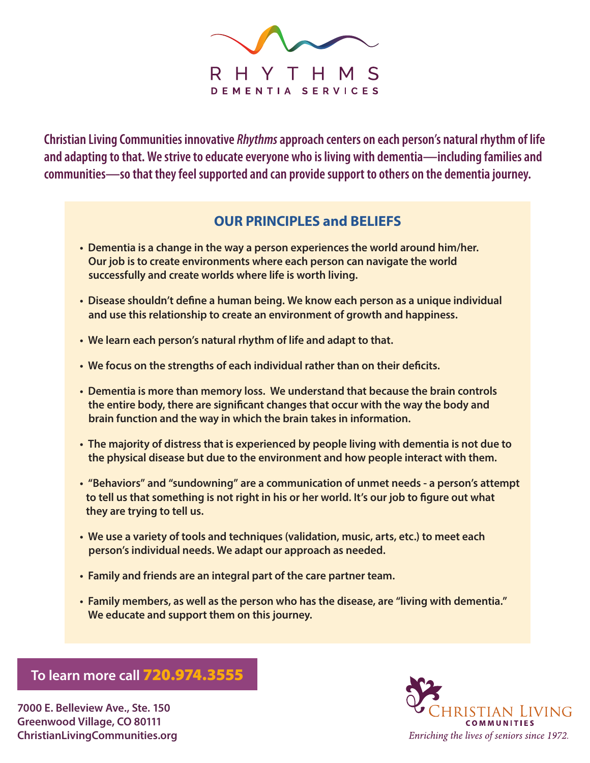# RHYTHMS

DEMENTIA SERVICES

**Christian Living Communities innovative *Rhythms* approach centers on each person's natural rhythm of life and adapting to that. We strive to educate everyone who is living with dementia—including families and communities—so that they feel supported and can provide support to others on the dementia journey.**

## OUR PRINCIPLES and BELIEFS

- Dementia is a change in the way a person experiences the world around him/her. Our job is to create environments where each person can navigate the world successfully and create worlds where life is worth living.
- Disease shouldn't define a human being. We know each person as a unique individual and use this relationship to create an environment of growth and happiness.
- We learn each person's natural rhythm of life and adapt to that.
- We focus on the strengths of each individual rather than on their deficits.
- Dementia is more than memory loss. We understand that because the brain controls the entire body, there are significant changes that occur with the way the body and brain function and the way in which the brain takes in information.
- The majority of distress that is experienced by people living with dementia is not due to the physical disease but due to the environment and how people interact with them.
- "Behaviors" and "sundowning" are a communication of unmet needs - a person's attempt to tell us that something is not right in his or her world. It's our job to figure out what they are trying to tell us.
- We use a variety of tools and techniques (validation, music, arts, etc.) to meet each person's individual needs. We adapt our approach as needed.
- Family and friends are an integral part of the care partner team.
- Family members, as well as the person who has the disease, are "living with dementia." We educate and support them on this journey.

**To learn more call 720.974.3555**

**7000 E. Belleview Ave., Ste. 150**
**Greenwood Village, CO 80111**
**ChristianLivingCommunities.org**

CHRISTIAN LIVING COMMUNITIES

*Enriching the lives of seniors since 1972.*